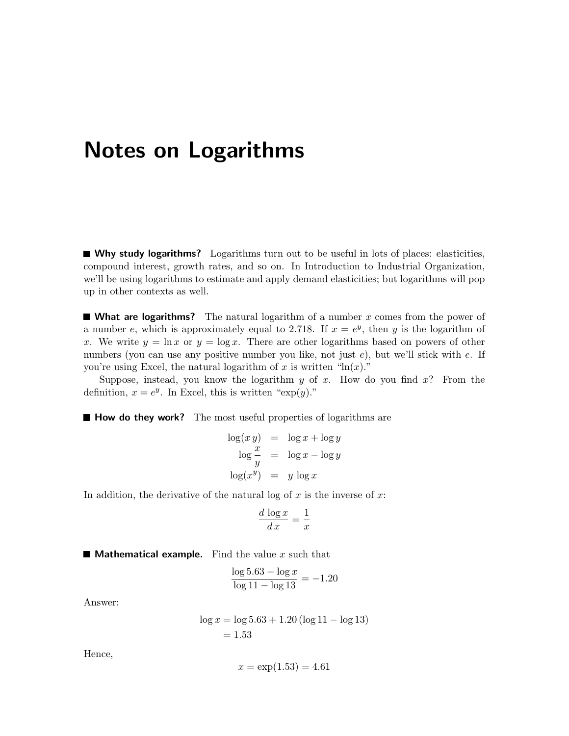# Notes on Logarithms

**Why study logarithms?** Logarithms turn out to be useful in lots of places: elasticities, compound interest, growth rates, and so on. In Introduction to Industrial Organization, we'll be using logarithms to estimate and apply demand elasticities; but logarithms will pop up in other contexts as well.

**What are logarithms?** The natural logarithm of a number $x$ comes from the power of a number $e$, which is approximately equal to 2.718. If $x = e^y$, then $y$ is the logarithm of $x$. We write $y = \ln x$ or $y = \log x$. There are other logarithms based on powers of other numbers (you can use any positive number you like, not just $e$), but we'll stick with $e$. If you're using Excel, the natural logarithm of $x$ is written "ln($x$)."

Suppose, instead, you know the logarithm $y$ of $x$. How do you find $x$? From the definition, $x = e^y$. In Excel, this is written "exp($y$)."

**How do they work?** The most useful properties of logarithms are

$$
\begin{aligned}
\log(x\,y) &= \log x + \log y \\
\log \frac{x}{y} &= \log x - \log y \\
\log(x^y) &= y \, \log x
\end{aligned}
$$

In addition, the derivative of the natural log of $x$ is the inverse of $x$:

$$\frac{d \, \log x}{d \, x} = \frac{1}{x}$$

**Mathematical example.** Find the value $x$ such that

$$\frac{\log 5.63 - \log x}{\log 11 - \log 13} = -1.20$$

Answer:

$$
\begin{aligned}
\log x &= \log 5.63 + 1.20 \, (\log 11 - \log 13) \\
&= 1.53
\end{aligned}
$$

Hence,

$$x = \exp(1.53) = 4.61$$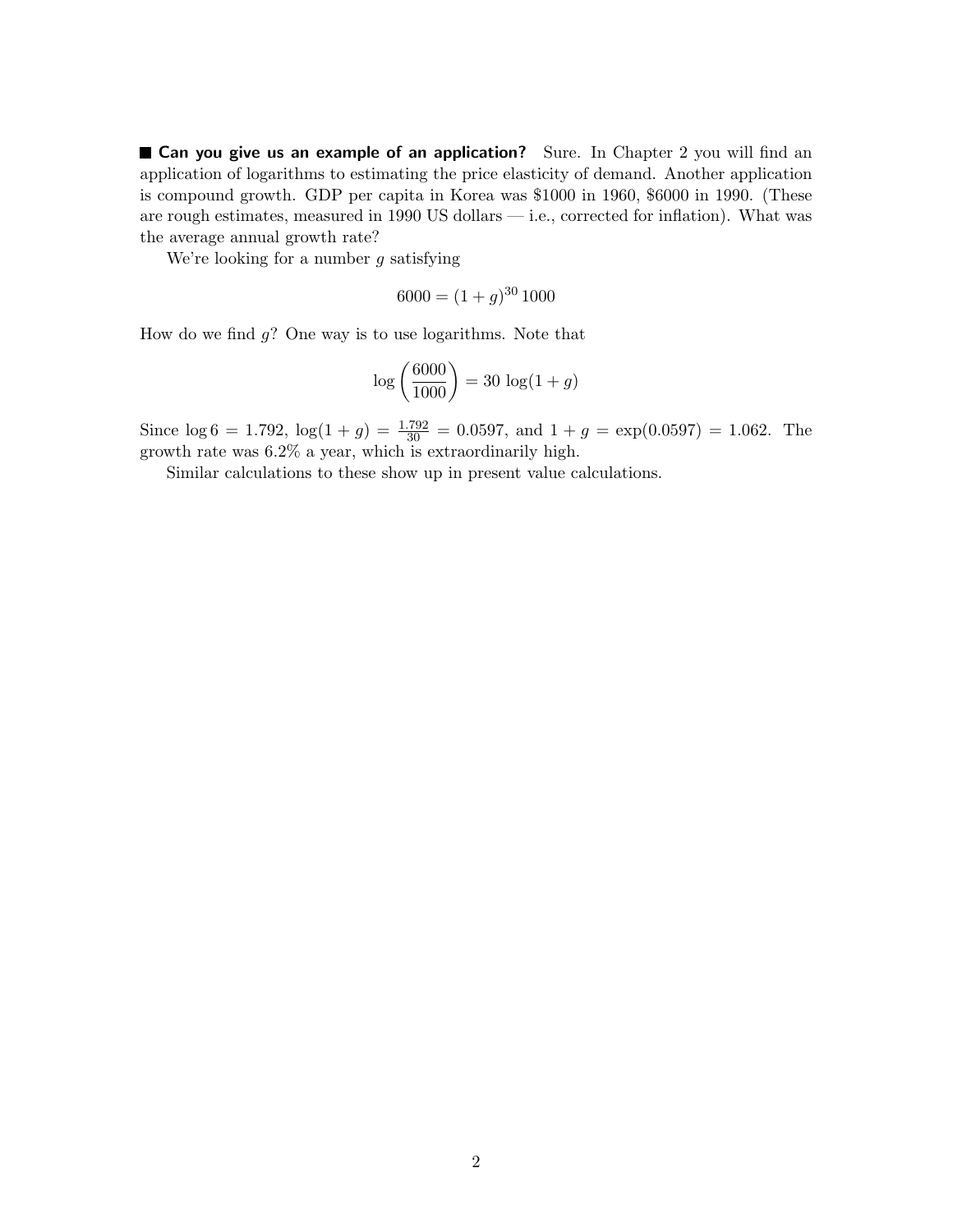**Can you give us an example of an application?** Sure. In Chapter 2 you will find an application of logarithms to estimating the price elasticity of demand. Another application is compound growth. GDP per capita in Korea was \$1000 in 1960, \$6000 in 1990. (These are rough estimates, measured in 1990 US dollars — i.e., corrected for inflation). What was the average annual growth rate?

We're looking for a number $g$ satisfying

$$6000 = (1+g)^{30}\, 1000$$

How do we find $g$? One way is to use logarithms. Note that

$$\log\left(\frac{6000}{1000}\right) = 30\, \log(1+g)$$

Since $\log 6 = 1.792$, $\log(1+g) = \frac{1.792}{30} = 0.0597$, and $1+g = \exp(0.0597) = 1.062$. The growth rate was 6.2% a year, which is extraordinarily high.

Similar calculations to these show up in present value calculations.